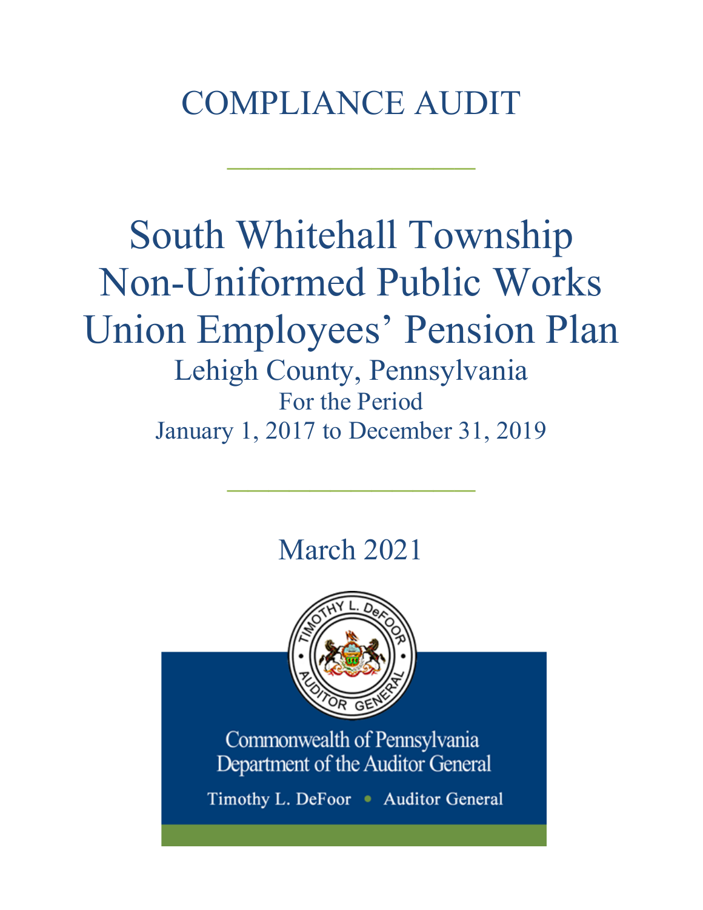# COMPLIANCE AUDIT

# South Whitehall Township Non-Uniformed Public Works Union Employees' Pension Plan

Lehigh County, Pennsylvania

For the Period

January 1, 2017 to December 31, 2019

March 2021

Commonwealth of Pennsylvania
Department of the Auditor General

Timothy L. DeFoor • Auditor General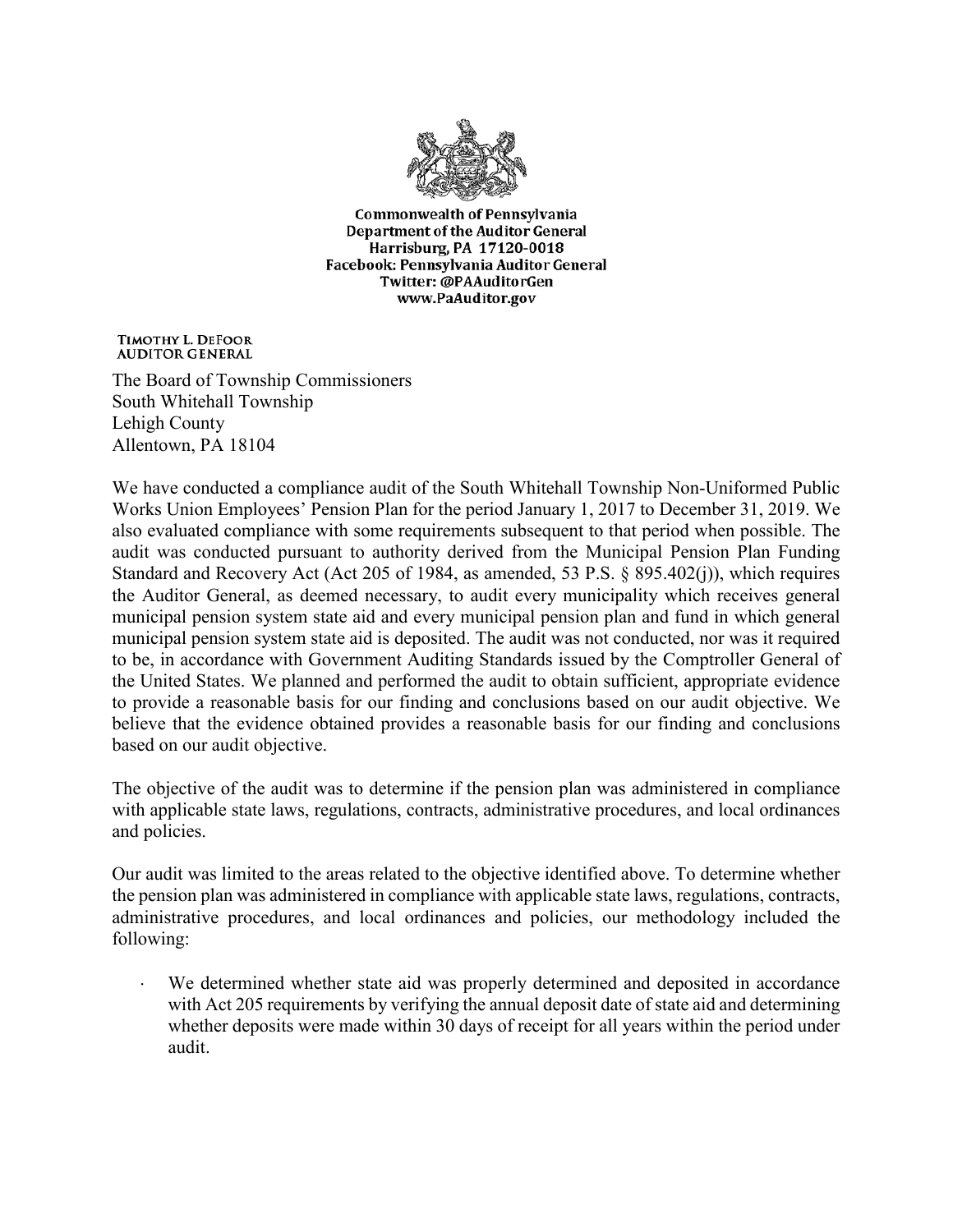**Commonwealth of Pennsylvania**
**Department of the Auditor General**
**Harrisburg, PA 17120-0018**
**Facebook: Pennsylvania Auditor General**
**Twitter: @PAAuditorGen**
**www.PaAuditor.gov**

TIMOTHY L. DEFOOR
AUDITOR GENERAL

The Board of Township Commissioners
South Whitehall Township
Lehigh County
Allentown, PA 18104

We have conducted a compliance audit of the South Whitehall Township Non-Uniformed Public Works Union Employees' Pension Plan for the period January 1, 2017 to December 31, 2019. We also evaluated compliance with some requirements subsequent to that period when possible. The audit was conducted pursuant to authority derived from the Municipal Pension Plan Funding Standard and Recovery Act (Act 205 of 1984, as amended, 53 P.S. § 895.402(j)), which requires the Auditor General, as deemed necessary, to audit every municipality which receives general municipal pension system state aid and every municipal pension plan and fund in which general municipal pension system state aid is deposited. The audit was not conducted, nor was it required to be, in accordance with Government Auditing Standards issued by the Comptroller General of the United States. We planned and performed the audit to obtain sufficient, appropriate evidence to provide a reasonable basis for our finding and conclusions based on our audit objective. We believe that the evidence obtained provides a reasonable basis for our finding and conclusions based on our audit objective.

The objective of the audit was to determine if the pension plan was administered in compliance with applicable state laws, regulations, contracts, administrative procedures, and local ordinances and policies.

Our audit was limited to the areas related to the objective identified above. To determine whether the pension plan was administered in compliance with applicable state laws, regulations, contracts, administrative procedures, and local ordinances and policies, our methodology included the following:

- We determined whether state aid was properly determined and deposited in accordance with Act 205 requirements by verifying the annual deposit date of state aid and determining whether deposits were made within 30 days of receipt for all years within the period under audit.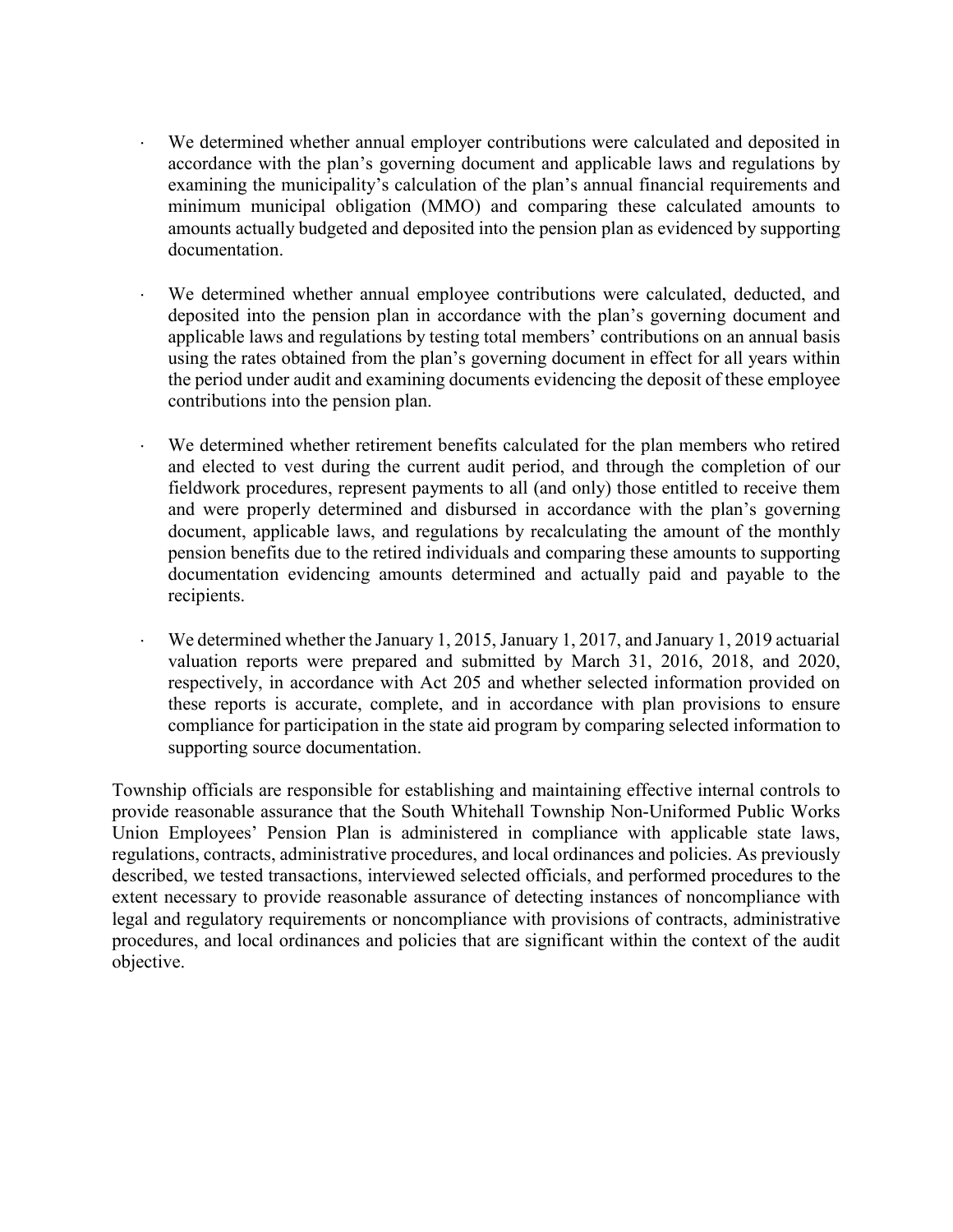- We determined whether annual employer contributions were calculated and deposited in accordance with the plan's governing document and applicable laws and regulations by examining the municipality's calculation of the plan's annual financial requirements and minimum municipal obligation (MMO) and comparing these calculated amounts to amounts actually budgeted and deposited into the pension plan as evidenced by supporting documentation.

- We determined whether annual employee contributions were calculated, deducted, and deposited into the pension plan in accordance with the plan's governing document and applicable laws and regulations by testing total members' contributions on an annual basis using the rates obtained from the plan's governing document in effect for all years within the period under audit and examining documents evidencing the deposit of these employee contributions into the pension plan.

- We determined whether retirement benefits calculated for the plan members who retired and elected to vest during the current audit period, and through the completion of our fieldwork procedures, represent payments to all (and only) those entitled to receive them and were properly determined and disbursed in accordance with the plan's governing document, applicable laws, and regulations by recalculating the amount of the monthly pension benefits due to the retired individuals and comparing these amounts to supporting documentation evidencing amounts determined and actually paid and payable to the recipients.

- We determined whether the January 1, 2015, January 1, 2017, and January 1, 2019 actuarial valuation reports were prepared and submitted by March 31, 2016, 2018, and 2020, respectively, in accordance with Act 205 and whether selected information provided on these reports is accurate, complete, and in accordance with plan provisions to ensure compliance for participation in the state aid program by comparing selected information to supporting source documentation.

Township officials are responsible for establishing and maintaining effective internal controls to provide reasonable assurance that the South Whitehall Township Non-Uniformed Public Works Union Employees' Pension Plan is administered in compliance with applicable state laws, regulations, contracts, administrative procedures, and local ordinances and policies. As previously described, we tested transactions, interviewed selected officials, and performed procedures to the extent necessary to provide reasonable assurance of detecting instances of noncompliance with legal and regulatory requirements or noncompliance with provisions of contracts, administrative procedures, and local ordinances and policies that are significant within the context of the audit objective.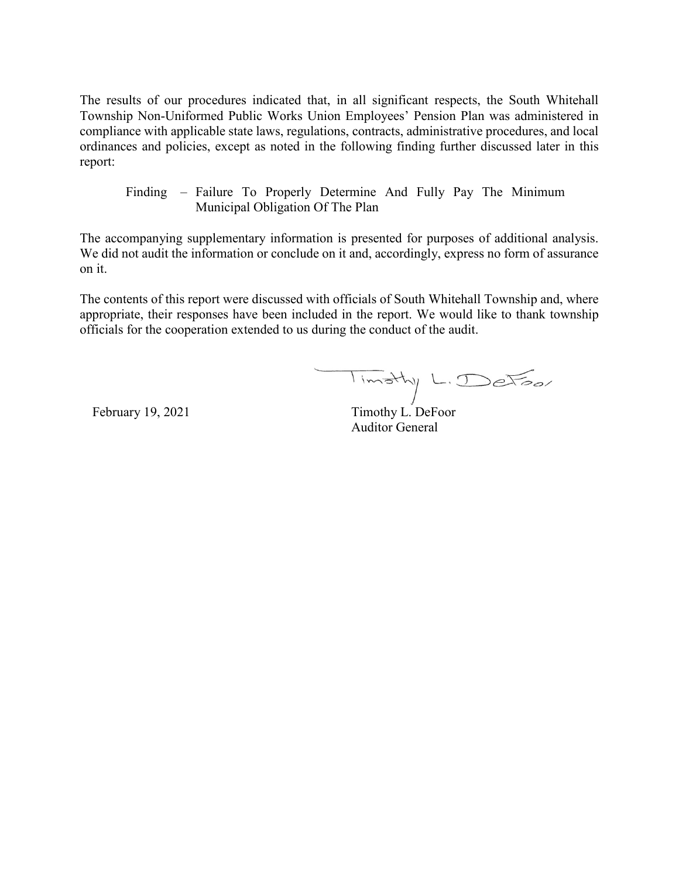The results of our procedures indicated that, in all significant respects, the South Whitehall Township Non-Uniformed Public Works Union Employees' Pension Plan was administered in compliance with applicable state laws, regulations, contracts, administrative procedures, and local ordinances and policies, except as noted in the following finding further discussed later in this report:

Finding – Failure To Properly Determine And Fully Pay The Minimum Municipal Obligation Of The Plan

The accompanying supplementary information is presented for purposes of additional analysis. We did not audit the information or conclude on it and, accordingly, express no form of assurance on it.

The contents of this report were discussed with officials of South Whitehall Township and, where appropriate, their responses have been included in the report. We would like to thank township officials for the cooperation extended to us during the conduct of the audit.

February 19, 2021

Timothy L. DeFoor
Auditor General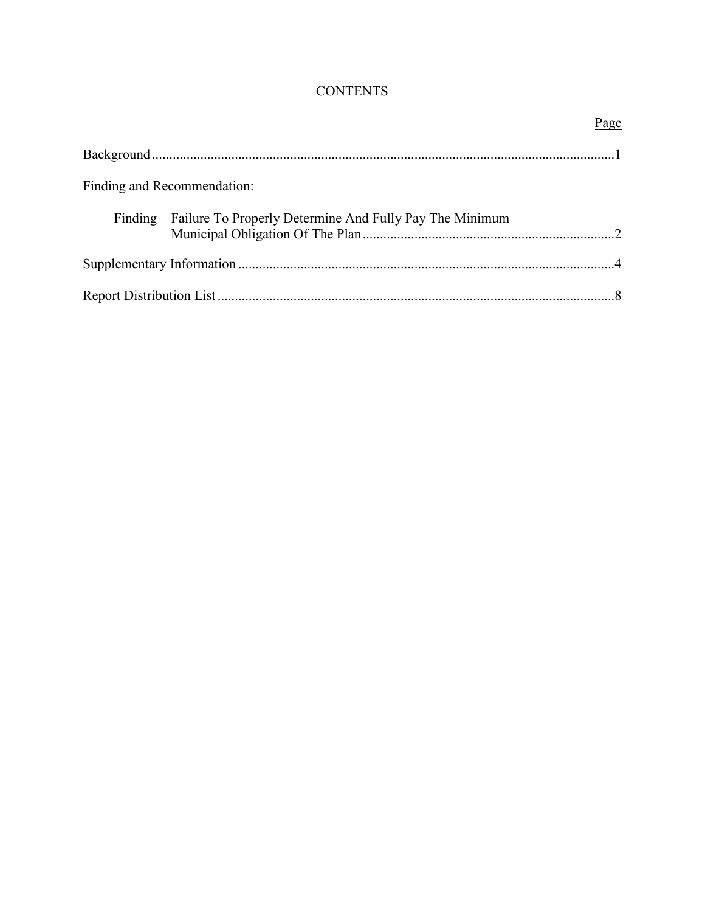# CONTENTS

| | Page |
|---|---|
| Background | 1 |
| Finding and Recommendation: | |
| Finding – Failure To Properly Determine And Fully Pay The Minimum Municipal Obligation Of The Plan | 2 |
| Supplementary Information | 4 |
| Report Distribution List | 8 |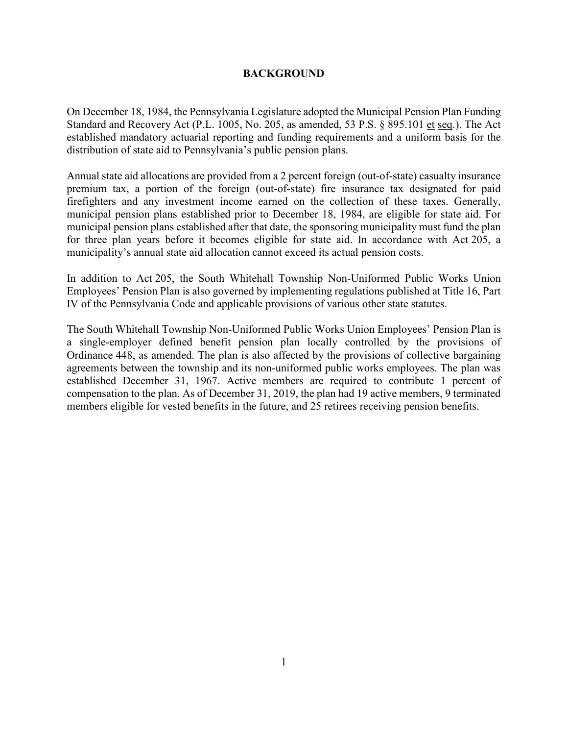# BACKGROUND

On December 18, 1984, the Pennsylvania Legislature adopted the Municipal Pension Plan Funding Standard and Recovery Act (P.L. 1005, No. 205, as amended, 53 P.S. § 895.101 et seq.). The Act established mandatory actuarial reporting and funding requirements and a uniform basis for the distribution of state aid to Pennsylvania's public pension plans.

Annual state aid allocations are provided from a 2 percent foreign (out-of-state) casualty insurance premium tax, a portion of the foreign (out-of-state) fire insurance tax designated for paid firefighters and any investment income earned on the collection of these taxes. Generally, municipal pension plans established prior to December 18, 1984, are eligible for state aid. For municipal pension plans established after that date, the sponsoring municipality must fund the plan for three plan years before it becomes eligible for state aid. In accordance with Act 205, a municipality's annual state aid allocation cannot exceed its actual pension costs.

In addition to Act 205, the South Whitehall Township Non-Uniformed Public Works Union Employees' Pension Plan is also governed by implementing regulations published at Title 16, Part IV of the Pennsylvania Code and applicable provisions of various other state statutes.

The South Whitehall Township Non-Uniformed Public Works Union Employees' Pension Plan is a single-employer defined benefit pension plan locally controlled by the provisions of Ordinance 448, as amended. The plan is also affected by the provisions of collective bargaining agreements between the township and its non-uniformed public works employees. The plan was established December 31, 1967. Active members are required to contribute 1 percent of compensation to the plan. As of December 31, 2019, the plan had 19 active members, 9 terminated members eligible for vested benefits in the future, and 25 retirees receiving pension benefits.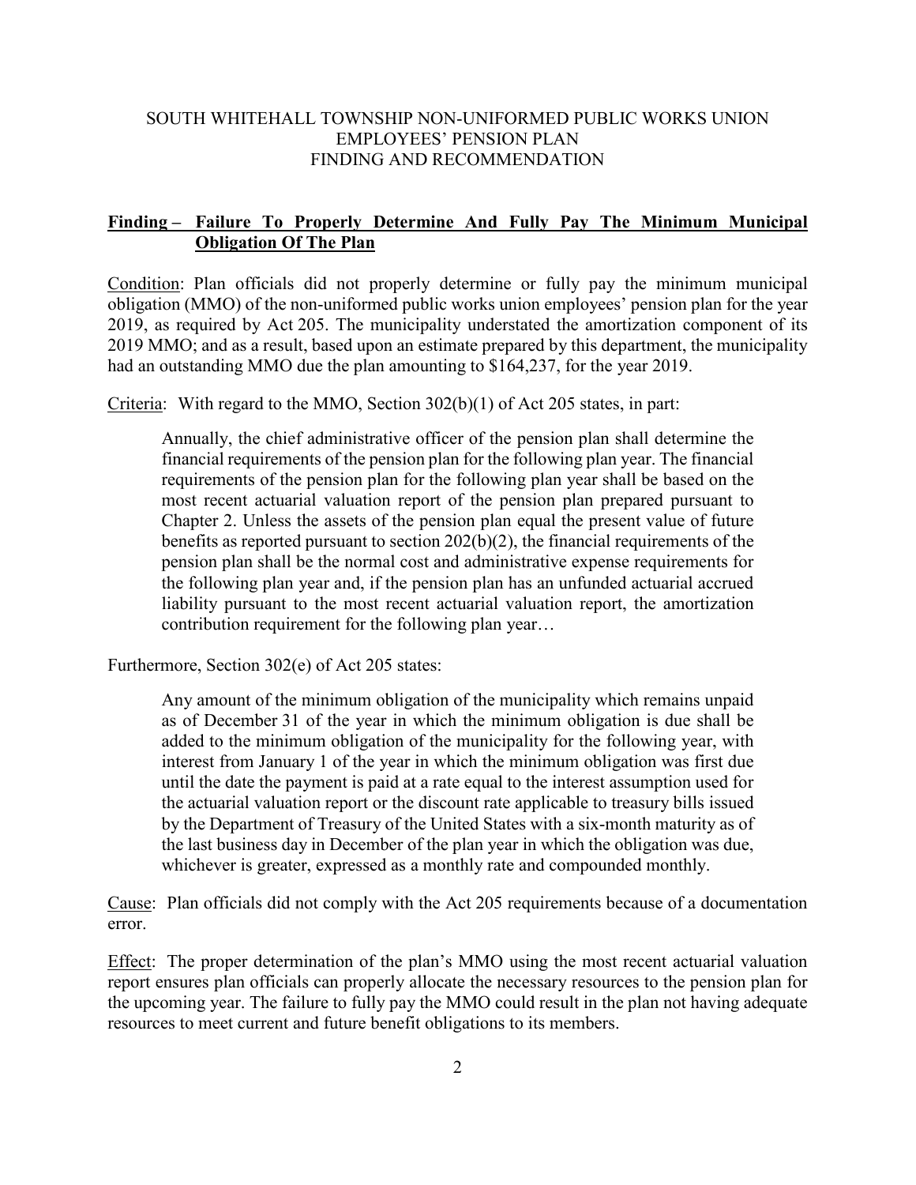SOUTH WHITEHALL TOWNSHIP NON-UNIFORMED PUBLIC WORKS UNION EMPLOYEES' PENSION PLAN
FINDING AND RECOMMENDATION

**Finding – Failure To Properly Determine And Fully Pay The Minimum Municipal Obligation Of The Plan**

Condition: Plan officials did not properly determine or fully pay the minimum municipal obligation (MMO) of the non-uniformed public works union employees' pension plan for the year 2019, as required by Act 205. The municipality understated the amortization component of its 2019 MMO; and as a result, based upon an estimate prepared by this department, the municipality had an outstanding MMO due the plan amounting to $164,237, for the year 2019.

Criteria: With regard to the MMO, Section 302(b)(1) of Act 205 states, in part:

> Annually, the chief administrative officer of the pension plan shall determine the financial requirements of the pension plan for the following plan year. The financial requirements of the pension plan for the following plan year shall be based on the most recent actuarial valuation report of the pension plan prepared pursuant to Chapter 2. Unless the assets of the pension plan equal the present value of future benefits as reported pursuant to section 202(b)(2), the financial requirements of the pension plan shall be the normal cost and administrative expense requirements for the following plan year and, if the pension plan has an unfunded actuarial accrued liability pursuant to the most recent actuarial valuation report, the amortization contribution requirement for the following plan year…

Furthermore, Section 302(e) of Act 205 states:

> Any amount of the minimum obligation of the municipality which remains unpaid as of December 31 of the year in which the minimum obligation is due shall be added to the minimum obligation of the municipality for the following year, with interest from January 1 of the year in which the minimum obligation was first due until the date the payment is paid at a rate equal to the interest assumption used for the actuarial valuation report or the discount rate applicable to treasury bills issued by the Department of Treasury of the United States with a six-month maturity as of the last business day in December of the plan year in which the obligation was due, whichever is greater, expressed as a monthly rate and compounded monthly.

Cause: Plan officials did not comply with the Act 205 requirements because of a documentation error.

Effect: The proper determination of the plan's MMO using the most recent actuarial valuation report ensures plan officials can properly allocate the necessary resources to the pension plan for the upcoming year. The failure to fully pay the MMO could result in the plan not having adequate resources to meet current and future benefit obligations to its members.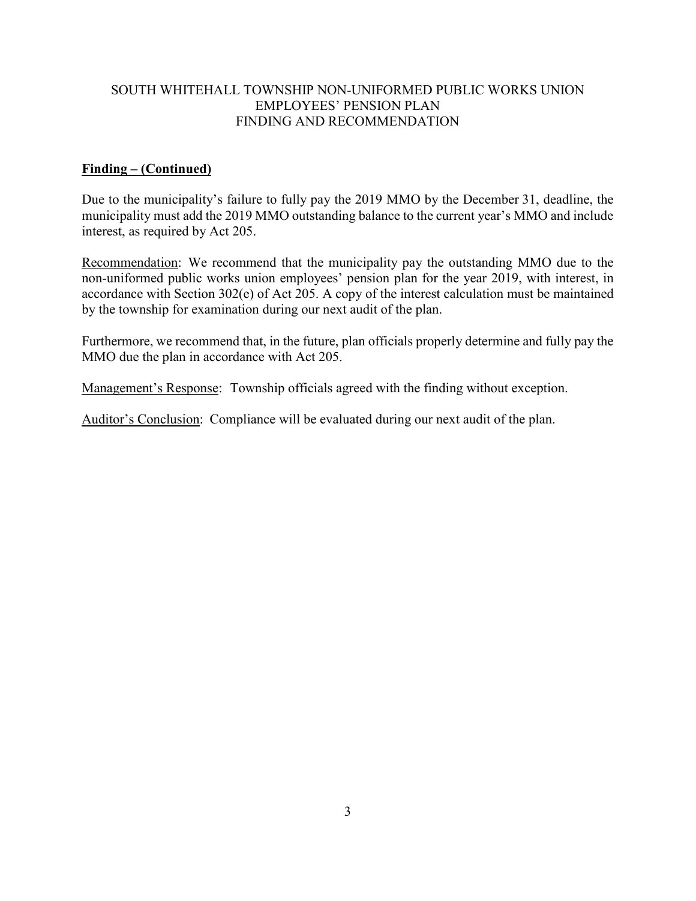SOUTH WHITEHALL TOWNSHIP NON-UNIFORMED PUBLIC WORKS UNION EMPLOYEES' PENSION PLAN
FINDING AND RECOMMENDATION

**Finding – (Continued)**

Due to the municipality's failure to fully pay the 2019 MMO by the December 31, deadline, the municipality must add the 2019 MMO outstanding balance to the current year's MMO and include interest, as required by Act 205.

Recommendation: We recommend that the municipality pay the outstanding MMO due to the non-uniformed public works union employees' pension plan for the year 2019, with interest, in accordance with Section 302(e) of Act 205. A copy of the interest calculation must be maintained by the township for examination during our next audit of the plan.

Furthermore, we recommend that, in the future, plan officials properly determine and fully pay the MMO due the plan in accordance with Act 205.

Management's Response: Township officials agreed with the finding without exception.

Auditor's Conclusion: Compliance will be evaluated during our next audit of the plan.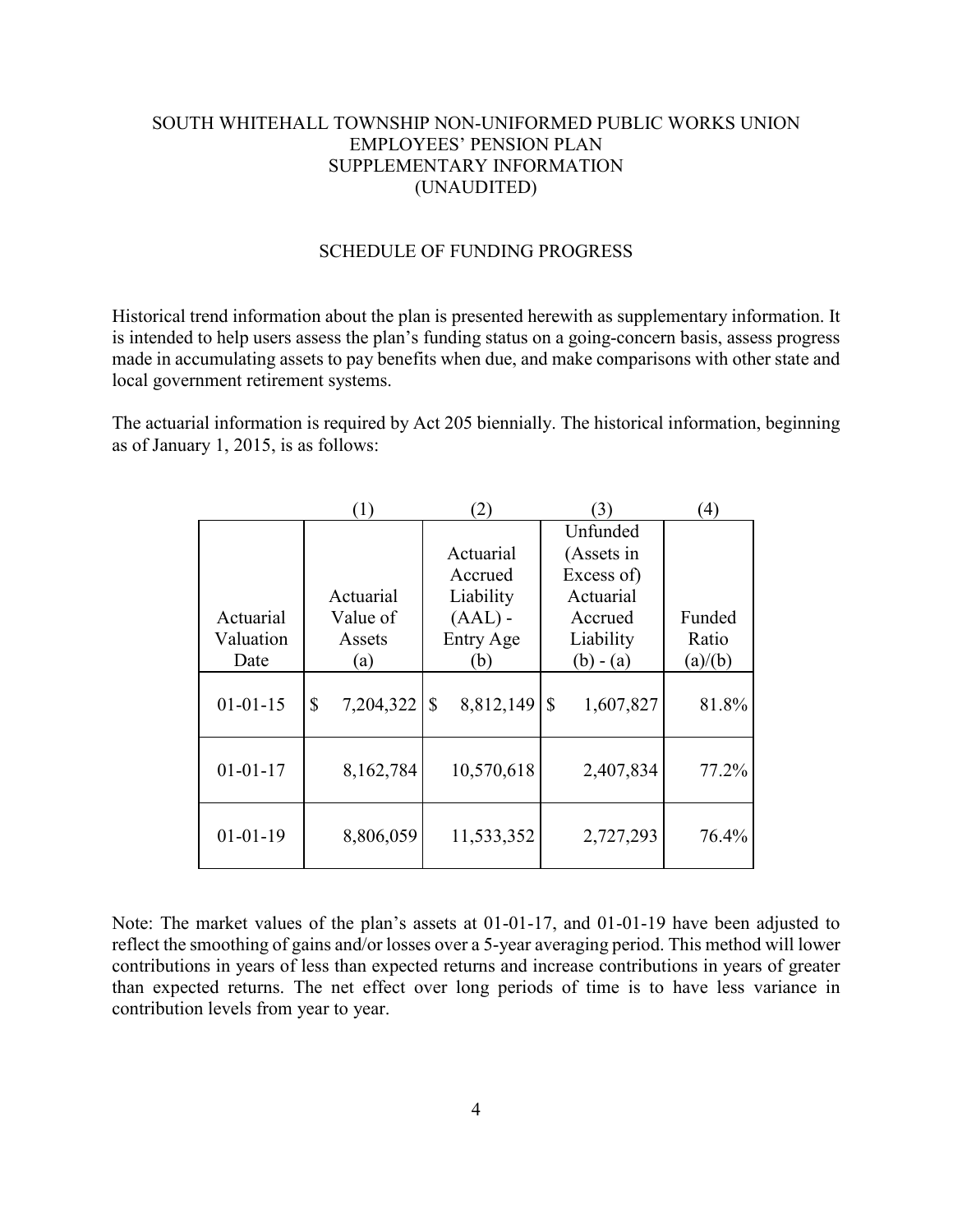# SOUTH WHITEHALL TOWNSHIP NON-UNIFORMED PUBLIC WORKS UNION EMPLOYEES' PENSION PLAN SUPPLEMENTARY INFORMATION (UNAUDITED)

## SCHEDULE OF FUNDING PROGRESS

Historical trend information about the plan is presented herewith as supplementary information. It is intended to help users assess the plan's funding status on a going-concern basis, assess progress made in accumulating assets to pay benefits when due, and make comparisons with other state and local government retirement systems.

The actuarial information is required by Act 205 biennially. The historical information, beginning as of January 1, 2015, is as follows:

| | (1) | (2) | (3) | (4) |
|---|---|---|---|---|
| Actuarial Valuation Date | Actuarial Value of Assets (a) | Actuarial Accrued Liability (AAL) - Entry Age (b) | Unfunded (Assets in Excess of) Actuarial Accrued Liability (b) - (a) | Funded Ratio (a)/(b) |
| 01-01-15 | $ 7,204,322 | $ 8,812,149 | $ 1,607,827 | 81.8% |
| 01-01-17 | 8,162,784 | 10,570,618 | 2,407,834 | 77.2% |
| 01-01-19 | 8,806,059 | 11,533,352 | 2,727,293 | 76.4% |

Note: The market values of the plan's assets at 01-01-17, and 01-01-19 have been adjusted to reflect the smoothing of gains and/or losses over a 5-year averaging period. This method will lower contributions in years of less than expected returns and increase contributions in years of greater than expected returns. The net effect over long periods of time is to have less variance in contribution levels from year to year.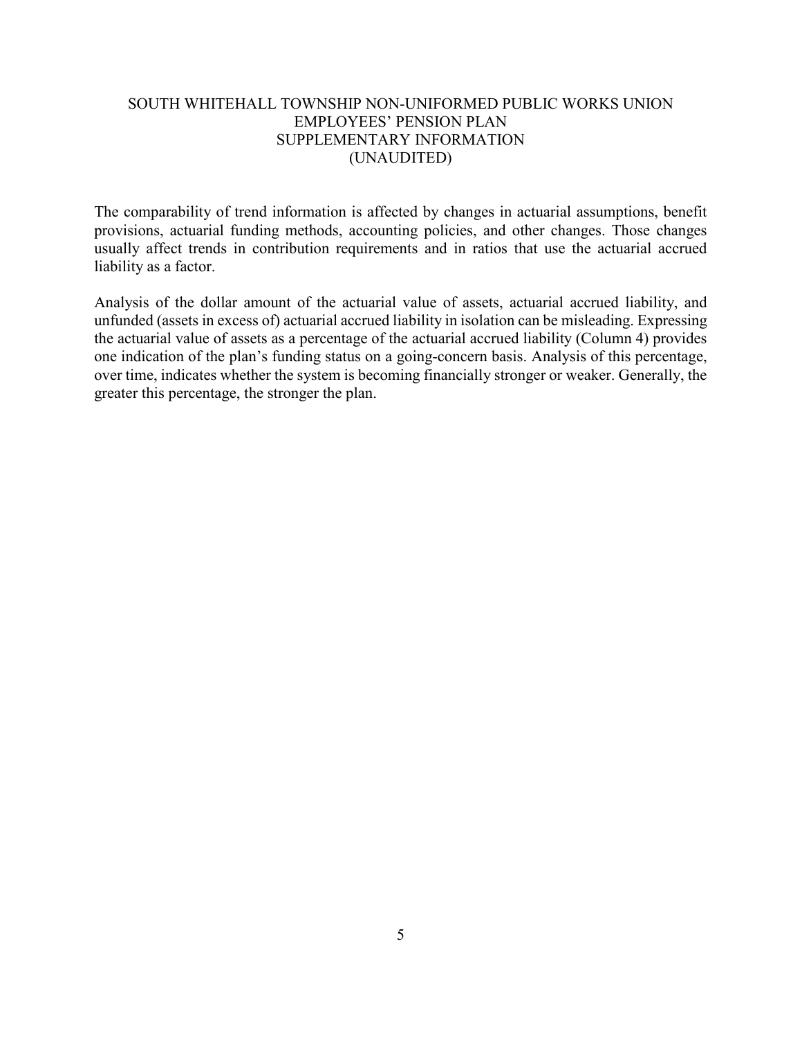# SOUTH WHITEHALL TOWNSHIP NON-UNIFORMED PUBLIC WORKS UNION EMPLOYEES' PENSION PLAN
## SUPPLEMENTARY INFORMATION
## (UNAUDITED)

The comparability of trend information is affected by changes in actuarial assumptions, benefit provisions, actuarial funding methods, accounting policies, and other changes. Those changes usually affect trends in contribution requirements and in ratios that use the actuarial accrued liability as a factor.

Analysis of the dollar amount of the actuarial value of assets, actuarial accrued liability, and unfunded (assets in excess of) actuarial accrued liability in isolation can be misleading. Expressing the actuarial value of assets as a percentage of the actuarial accrued liability (Column 4) provides one indication of the plan's funding status on a going-concern basis. Analysis of this percentage, over time, indicates whether the system is becoming financially stronger or weaker. Generally, the greater this percentage, the stronger the plan.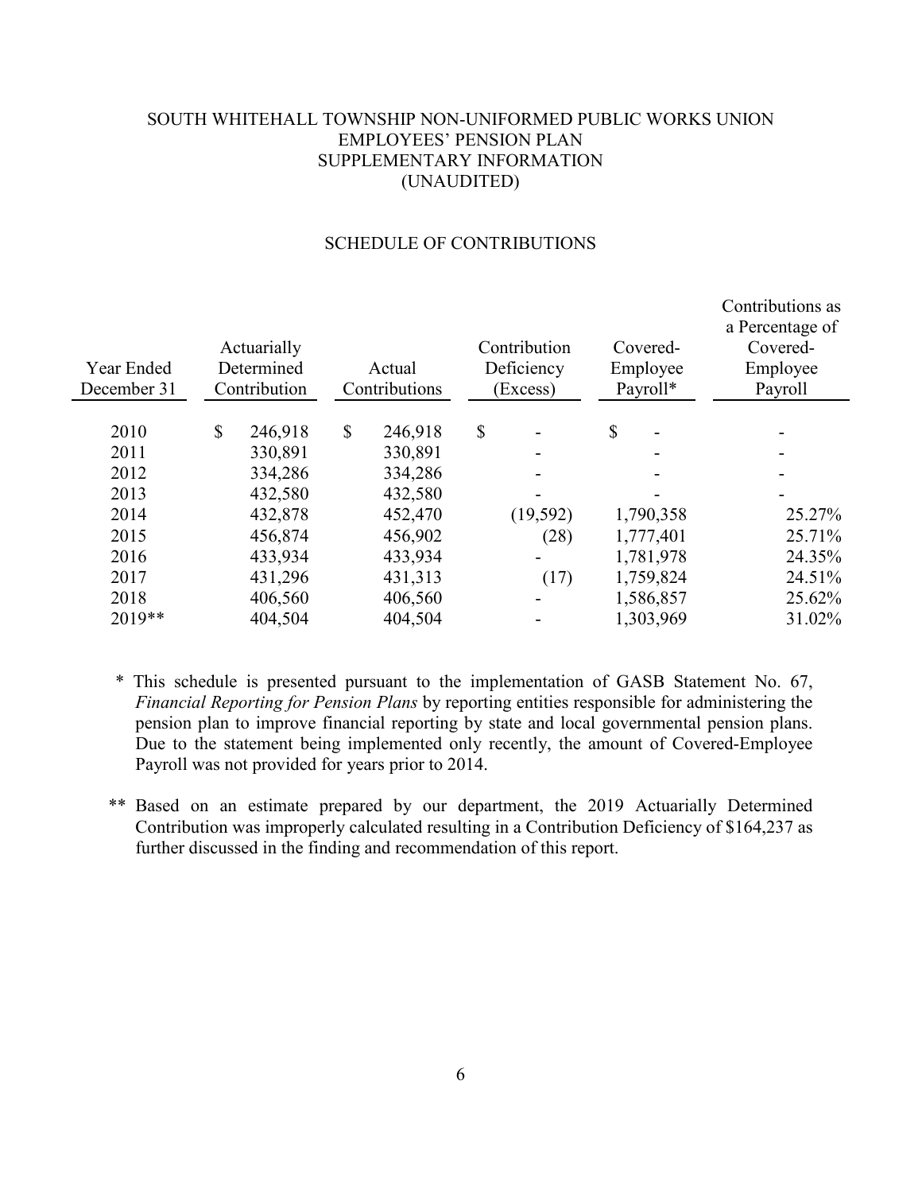# SOUTH WHITEHALL TOWNSHIP NON-UNIFORMED PUBLIC WORKS UNION EMPLOYEES' PENSION PLAN
## SUPPLEMENTARY INFORMATION
## (UNAUDITED)

### SCHEDULE OF CONTRIBUTIONS

| Year Ended December 31 | Actuarially Determined Contribution | Actual Contributions | Contribution Deficiency (Excess) | Covered-Employee Payroll* | Contributions as a Percentage of Covered-Employee Payroll |
|---|---|---|---|---|---|
| 2010 | $ 246,918 | $ 246,918 | $ - | $ - | - |
| 2011 | 330,891 | 330,891 | - | - | - |
| 2012 | 334,286 | 334,286 | - | - | - |
| 2013 | 432,580 | 432,580 | - | - | - |
| 2014 | 432,878 | 452,470 | (19,592) | 1,790,358 | 25.27% |
| 2015 | 456,874 | 456,902 | (28) | 1,777,401 | 25.71% |
| 2016 | 433,934 | 433,934 | - | 1,781,978 | 24.35% |
| 2017 | 431,296 | 431,313 | (17) | 1,759,824 | 24.51% |
| 2018 | 406,560 | 406,560 | - | 1,586,857 | 25.62% |
| 2019** | 404,504 | 404,504 | - | 1,303,969 | 31.02% |

\* This schedule is presented pursuant to the implementation of GASB Statement No. 67, *Financial Reporting for Pension Plans* by reporting entities responsible for administering the pension plan to improve financial reporting by state and local governmental pension plans. Due to the statement being implemented only recently, the amount of Covered-Employee Payroll was not provided for years prior to 2014.

\*\* Based on an estimate prepared by our department, the 2019 Actuarially Determined Contribution was improperly calculated resulting in a Contribution Deficiency of $164,237 as further discussed in the finding and recommendation of this report.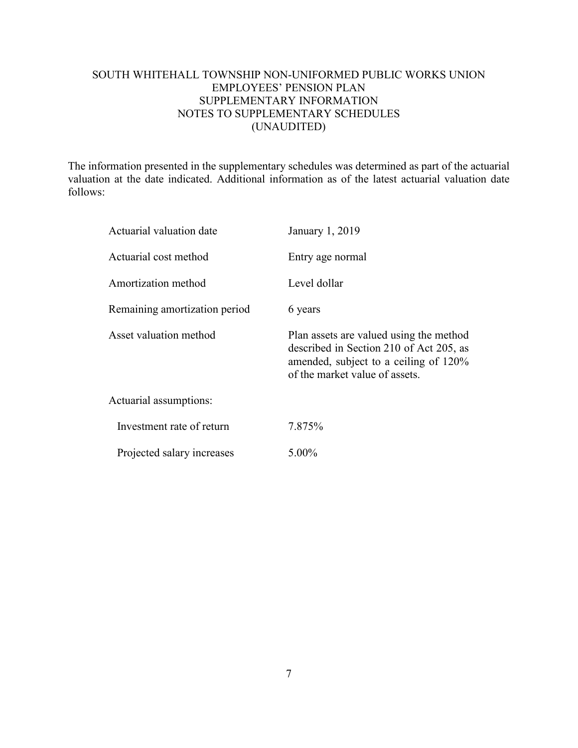# SOUTH WHITEHALL TOWNSHIP NON-UNIFORMED PUBLIC WORKS UNION EMPLOYEES' PENSION PLAN
## SUPPLEMENTARY INFORMATION
## NOTES TO SUPPLEMENTARY SCHEDULES
## (UNAUDITED)

The information presented in the supplementary schedules was determined as part of the actuarial valuation at the date indicated. Additional information as of the latest actuarial valuation date follows:

| | |
|---|---|
| Actuarial valuation date | January 1, 2019 |
| Actuarial cost method | Entry age normal |
| Amortization method | Level dollar |
| Remaining amortization period | 6 years |
| Asset valuation method | Plan assets are valued using the method described in Section 210 of Act 205, as amended, subject to a ceiling of 120% of the market value of assets. |
| Actuarial assumptions: | |
| Investment rate of return | 7.875% |
| Projected salary increases | 5.00% |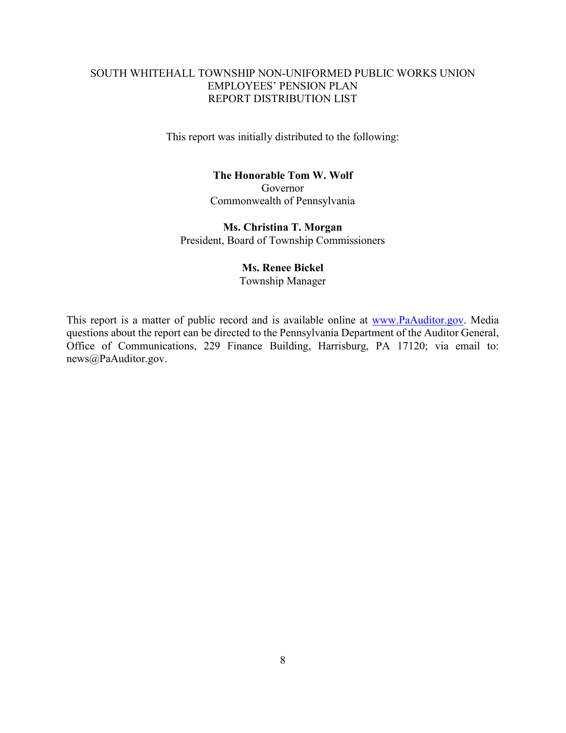# SOUTH WHITEHALL TOWNSHIP NON-UNIFORMED PUBLIC WORKS UNION EMPLOYEES' PENSION PLAN
# REPORT DISTRIBUTION LIST

This report was initially distributed to the following:

**The Honorable Tom W. Wolf**
Governor
Commonwealth of Pennsylvania

**Ms. Christina T. Morgan**
President, Board of Township Commissioners

**Ms. Renee Bickel**
Township Manager

This report is a matter of public record and is available online at www.PaAuditor.gov. Media questions about the report can be directed to the Pennsylvania Department of the Auditor General, Office of Communications, 229 Finance Building, Harrisburg, PA 17120; via email to: news@PaAuditor.gov.